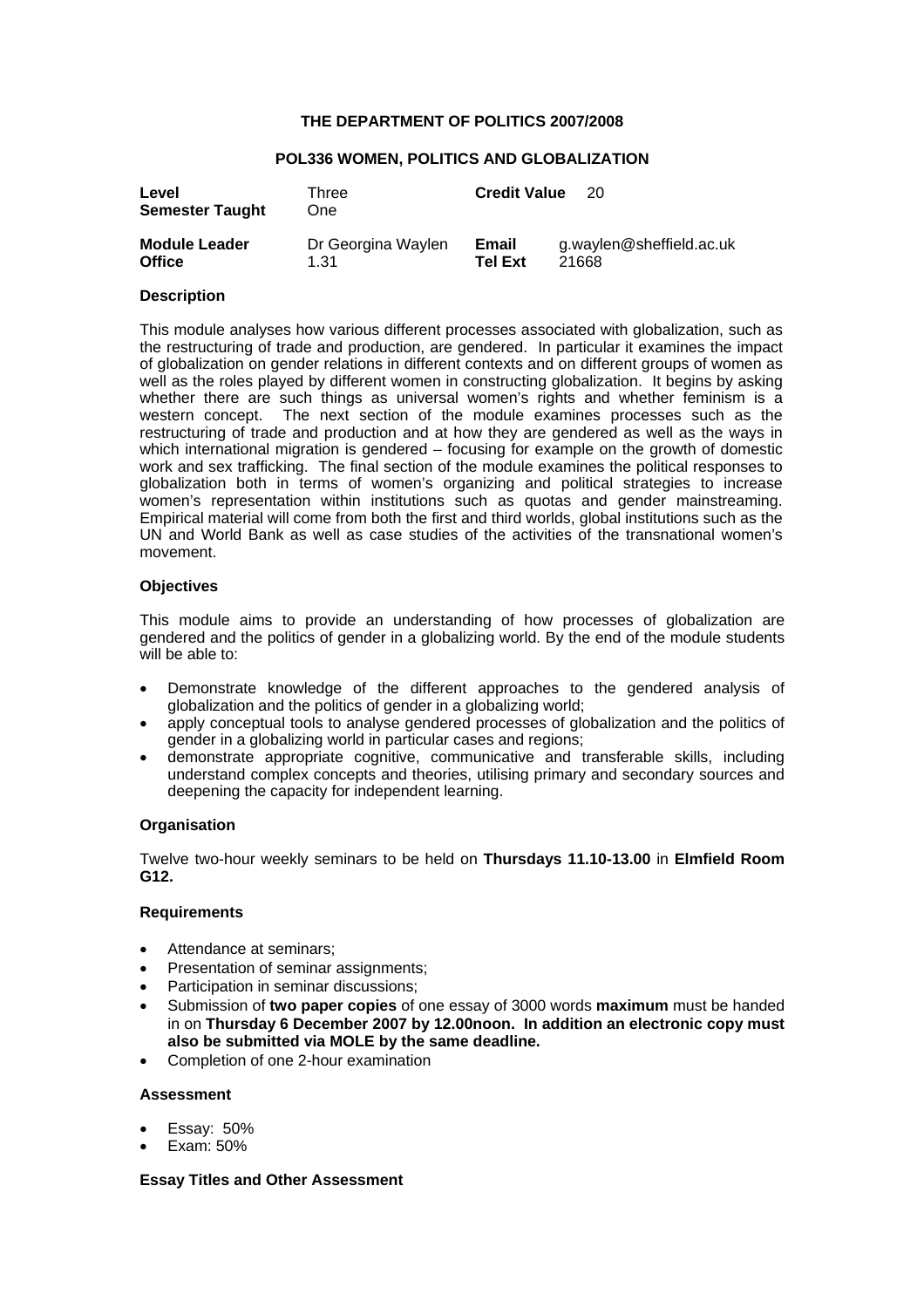**THE DEPARTMENT OF POLITICS 2007/2008**

**POL336 WOMEN, POLITICS AND GLOBALIZATION**

| | | | |
|---|---|---|---|
| **Level** | Three | **Credit Value** | 20 |
| **Semester Taught** | One | | |
| **Module Leader** | Dr Georgina Waylen | **Email** | g.waylen@sheffield.ac.uk |
| **Office** | 1.31 | **Tel Ext** | 21668 |

**Description**

This module analyses how various different processes associated with globalization, such as the restructuring of trade and production, are gendered. In particular it examines the impact of globalization on gender relations in different contexts and on different groups of women as well as the roles played by different women in constructing globalization. It begins by asking whether there are such things as universal women's rights and whether feminism is a western concept. The next section of the module examines processes such as the restructuring of trade and production and at how they are gendered as well as the ways in which international migration is gendered – focusing for example on the growth of domestic work and sex trafficking. The final section of the module examines the political responses to globalization both in terms of women's organizing and political strategies to increase women's representation within institutions such as quotas and gender mainstreaming. Empirical material will come from both the first and third worlds, global institutions such as the UN and World Bank as well as case studies of the activities of the transnational women's movement.

**Objectives**

This module aims to provide an understanding of how processes of globalization are gendered and the politics of gender in a globalizing world. By the end of the module students will be able to:

- Demonstrate knowledge of the different approaches to the gendered analysis of globalization and the politics of gender in a globalizing world;
- apply conceptual tools to analyse gendered processes of globalization and the politics of gender in a globalizing world in particular cases and regions;
- demonstrate appropriate cognitive, communicative and transferable skills, including understand complex concepts and theories, utilising primary and secondary sources and deepening the capacity for independent learning.

**Organisation**

Twelve two-hour weekly seminars to be held on **Thursdays 11.10-13.00** in **Elmfield Room G12.**

**Requirements**

- Attendance at seminars;
- Presentation of seminar assignments;
- Participation in seminar discussions;
- Submission of **two paper copies** of one essay of 3000 words **maximum** must be handed in on **Thursday 6 December 2007 by 12.00noon. In addition an electronic copy must also be submitted via MOLE by the same deadline.**
- Completion of one 2-hour examination

**Assessment**

- Essay: 50%
- Exam: 50%

**Essay Titles and Other Assessment**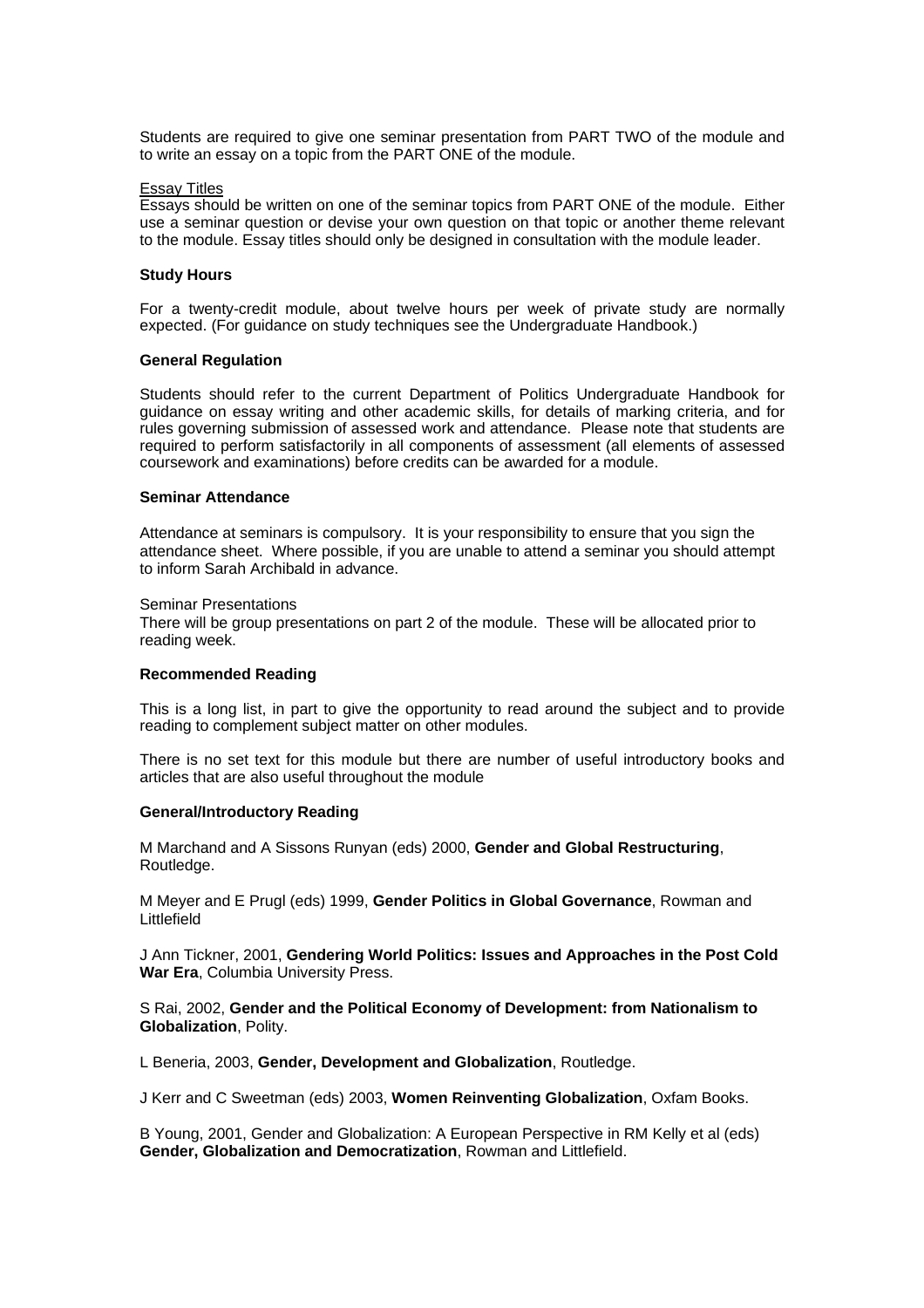Students are required to give one seminar presentation from PART TWO of the module and to write an essay on a topic from the PART ONE of the module.

Essay Titles

Essays should be written on one of the seminar topics from PART ONE of the module. Either use a seminar question or devise your own question on that topic or another theme relevant to the module. Essay titles should only be designed in consultation with the module leader.

**Study Hours**

For a twenty-credit module, about twelve hours per week of private study are normally expected. (For guidance on study techniques see the Undergraduate Handbook.)

**General Regulation**

Students should refer to the current Department of Politics Undergraduate Handbook for guidance on essay writing and other academic skills, for details of marking criteria, and for rules governing submission of assessed work and attendance. Please note that students are required to perform satisfactorily in all components of assessment (all elements of assessed coursework and examinations) before credits can be awarded for a module.

**Seminar Attendance**

Attendance at seminars is compulsory. It is your responsibility to ensure that you sign the attendance sheet. Where possible, if you are unable to attend a seminar you should attempt to inform Sarah Archibald in advance.

Seminar Presentations

There will be group presentations on part 2 of the module. These will be allocated prior to reading week.

**Recommended Reading**

This is a long list, in part to give the opportunity to read around the subject and to provide reading to complement subject matter on other modules.

There is no set text for this module but there are number of useful introductory books and articles that are also useful throughout the module

**General/Introductory Reading**

M Marchand and A Sissons Runyan (eds) 2000, **Gender and Global Restructuring**, Routledge.

M Meyer and E Prugl (eds) 1999, **Gender Politics in Global Governance**, Rowman and Littlefield

J Ann Tickner, 2001, **Gendering World Politics: Issues and Approaches in the Post Cold War Era**, Columbia University Press.

S Rai, 2002, **Gender and the Political Economy of Development: from Nationalism to Globalization**, Polity.

L Beneria, 2003, **Gender, Development and Globalization**, Routledge.

J Kerr and C Sweetman (eds) 2003, **Women Reinventing Globalization**, Oxfam Books.

B Young, 2001, Gender and Globalization: A European Perspective in RM Kelly et al (eds) **Gender, Globalization and Democratization**, Rowman and Littlefield.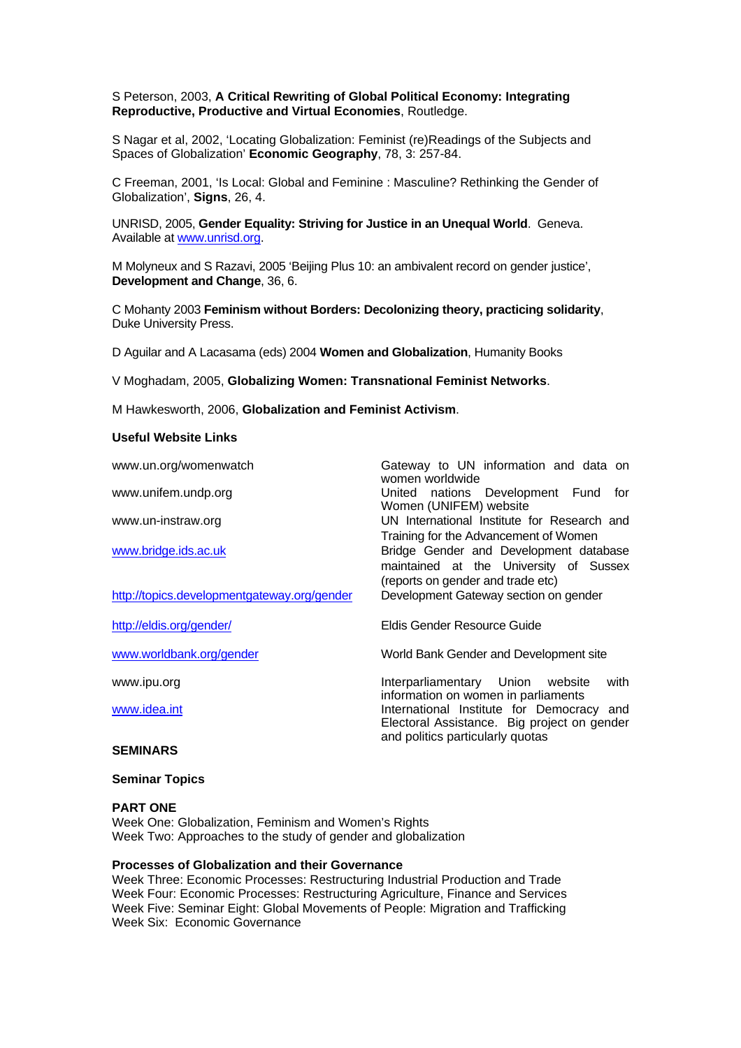S Peterson, 2003, **A Critical Rewriting of Global Political Economy: Integrating Reproductive, Productive and Virtual Economies**, Routledge.

S Nagar et al, 2002, 'Locating Globalization: Feminist (re)Readings of the Subjects and Spaces of Globalization' **Economic Geography**, 78, 3: 257-84.

C Freeman, 2001, 'Is Local: Global and Feminine : Masculine? Rethinking the Gender of Globalization', **Signs**, 26, 4.

UNRISD, 2005, **Gender Equality: Striving for Justice in an Unequal World**. Geneva. Available at www.unrisd.org.

M Molyneux and S Razavi, 2005 'Beijing Plus 10: an ambivalent record on gender justice', **Development and Change**, 36, 6.

C Mohanty 2003 **Feminism without Borders: Decolonizing theory, practicing solidarity**, Duke University Press.

D Aguilar and A Lacasama (eds) 2004 **Women and Globalization**, Humanity Books

V Moghadam, 2005, **Globalizing Women: Transnational Feminist Networks**.

M Hawkesworth, 2006, **Globalization and Feminist Activism**.

**Useful Website Links**

| | |
|---|---|
| www.un.org/womenwatch | Gateway to UN information and data on women worldwide |
| www.unifem.undp.org | United nations Development Fund for Women (UNIFEM) website |
| www.un-instraw.org | UN International Institute for Research and Training for the Advancement of Women |
| www.bridge.ids.ac.uk | Bridge Gender and Development database maintained at the University of Sussex (reports on gender and trade etc) |
| http://topics.developmentgateway.org/gender | Development Gateway section on gender |
| http://eldis.org/gender/ | Eldis Gender Resource Guide |
| www.worldbank.org/gender | World Bank Gender and Development site |
| www.ipu.org | Interparliamentary Union website with information on women in parliaments |
| www.idea.int | International Institute for Democracy and Electoral Assistance. Big project on gender and politics particularly quotas |

**SEMINARS**

**Seminar Topics**

**PART ONE**
Week One: Globalization, Feminism and Women's Rights
Week Two: Approaches to the study of gender and globalization

**Processes of Globalization and their Governance**
Week Three: Economic Processes: Restructuring Industrial Production and Trade
Week Four: Economic Processes: Restructuring Agriculture, Finance and Services
Week Five: Seminar Eight: Global Movements of People: Migration and Trafficking
Week Six: Economic Governance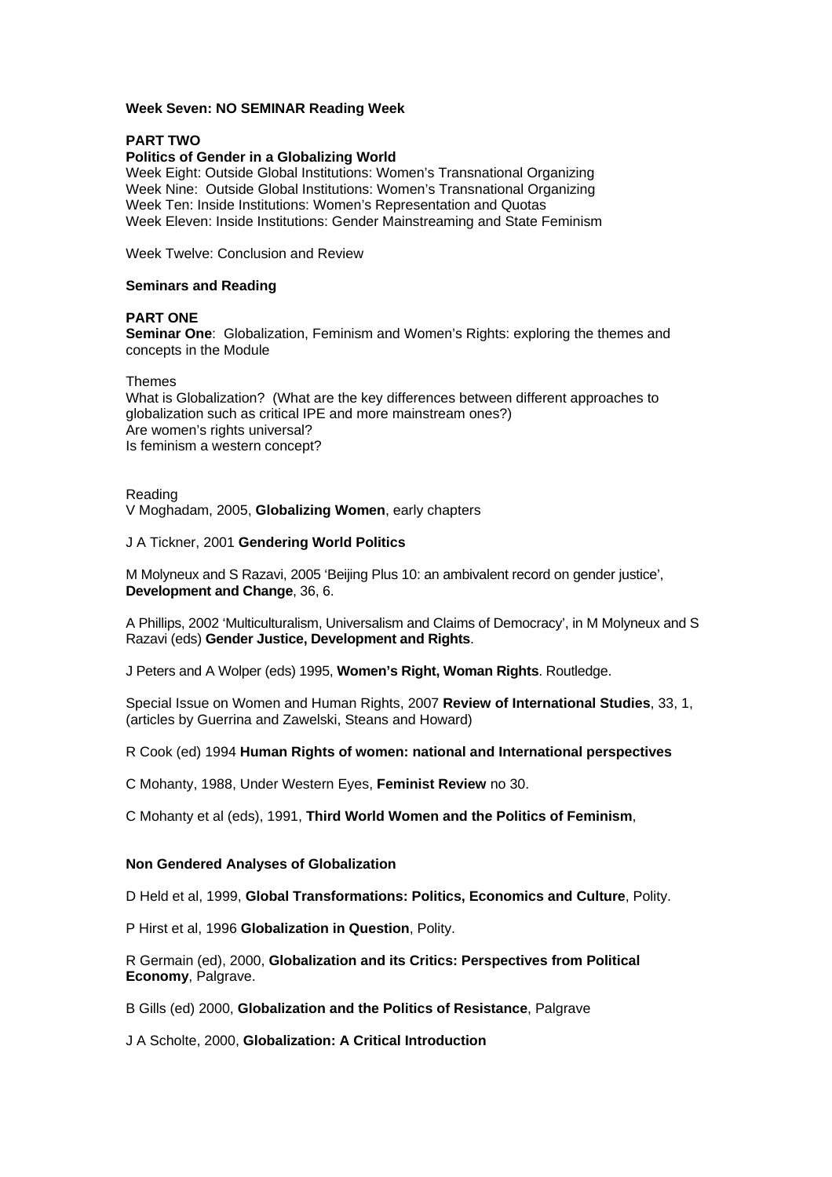**Week Seven: NO SEMINAR Reading Week**

**PART TWO**

**Politics of Gender in a Globalizing World**

Week Eight: Outside Global Institutions: Women's Transnational Organizing
Week Nine: Outside Global Institutions: Women's Transnational Organizing
Week Ten: Inside Institutions: Women's Representation and Quotas
Week Eleven: Inside Institutions: Gender Mainstreaming and State Feminism

Week Twelve: Conclusion and Review

**Seminars and Reading**

**PART ONE**

**Seminar One**: Globalization, Feminism and Women's Rights: exploring the themes and concepts in the Module

Themes
What is Globalization? (What are the key differences between different approaches to globalization such as critical IPE and more mainstream ones?)
Are women's rights universal?
Is feminism a western concept?

Reading
V Moghadam, 2005, **Globalizing Women**, early chapters

J A Tickner, 2001 **Gendering World Politics**

M Molyneux and S Razavi, 2005 'Beijing Plus 10: an ambivalent record on gender justice', **Development and Change**, 36, 6.

A Phillips, 2002 'Multiculturalism, Universalism and Claims of Democracy', in M Molyneux and S Razavi (eds) **Gender Justice, Development and Rights**.

J Peters and A Wolper (eds) 1995, **Women's Right, Woman Rights**. Routledge.

Special Issue on Women and Human Rights, 2007 **Review of International Studies**, 33, 1, (articles by Guerrina and Zawelski, Steans and Howard)

R Cook (ed) 1994 **Human Rights of women: national and International perspectives**

C Mohanty, 1988, Under Western Eyes, **Feminist Review** no 30.

C Mohanty et al (eds), 1991, **Third World Women and the Politics of Feminism**,

**Non Gendered Analyses of Globalization**

D Held et al, 1999, **Global Transformations: Politics, Economics and Culture**, Polity.

P Hirst et al, 1996 **Globalization in Question**, Polity.

R Germain (ed), 2000, **Globalization and its Critics: Perspectives from Political Economy**, Palgrave.

B Gills (ed) 2000, **Globalization and the Politics of Resistance**, Palgrave

J A Scholte, 2000, **Globalization: A Critical Introduction**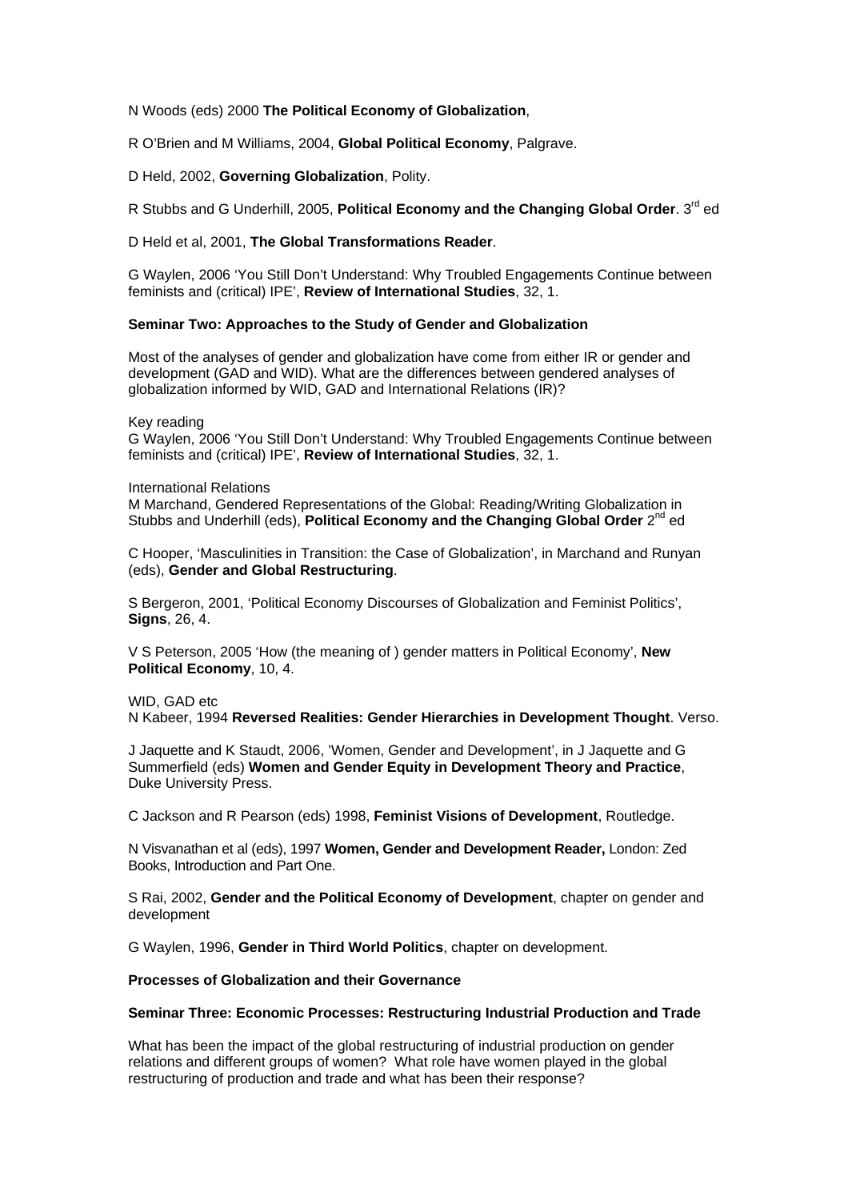N Woods (eds) 2000 **The Political Economy of Globalization**,

R O'Brien and M Williams, 2004, **Global Political Economy**, Palgrave.

D Held, 2002, **Governing Globalization**, Polity.

R Stubbs and G Underhill, 2005, **Political Economy and the Changing Global Order**. 3rd ed

D Held et al, 2001, **The Global Transformations Reader**.

G Waylen, 2006 'You Still Don't Understand: Why Troubled Engagements Continue between feminists and (critical) IPE', **Review of International Studies**, 32, 1.

**Seminar Two: Approaches to the Study of Gender and Globalization**

Most of the analyses of gender and globalization have come from either IR or gender and development (GAD and WID). What are the differences between gendered analyses of globalization informed by WID, GAD and International Relations (IR)?

Key reading
G Waylen, 2006 'You Still Don't Understand: Why Troubled Engagements Continue between feminists and (critical) IPE', **Review of International Studies**, 32, 1.

International Relations
M Marchand, Gendered Representations of the Global: Reading/Writing Globalization in Stubbs and Underhill (eds), **Political Economy and the Changing Global Order** 2nd ed

C Hooper, 'Masculinities in Transition: the Case of Globalization', in Marchand and Runyan (eds), **Gender and Global Restructuring**.

S Bergeron, 2001, 'Political Economy Discourses of Globalization and Feminist Politics', **Signs**, 26, 4.

V S Peterson, 2005 'How (the meaning of ) gender matters in Political Economy', **New Political Economy**, 10, 4.

WID, GAD etc
N Kabeer, 1994 **Reversed Realities: Gender Hierarchies in Development Thought**. Verso.

J Jaquette and K Staudt, 2006, 'Women, Gender and Development', in J Jaquette and G Summerfield (eds) **Women and Gender Equity in Development Theory and Practice**, Duke University Press.

C Jackson and R Pearson (eds) 1998, **Feminist Visions of Development**, Routledge.

N Visvanathan et al (eds), 1997 **Women, Gender and Development Reader,** London: Zed Books, Introduction and Part One.

S Rai, 2002, **Gender and the Political Economy of Development**, chapter on gender and development

G Waylen, 1996, **Gender in Third World Politics**, chapter on development.

**Processes of Globalization and their Governance**

**Seminar Three: Economic Processes: Restructuring Industrial Production and Trade**

What has been the impact of the global restructuring of industrial production on gender relations and different groups of women? What role have women played in the global restructuring of production and trade and what has been their response?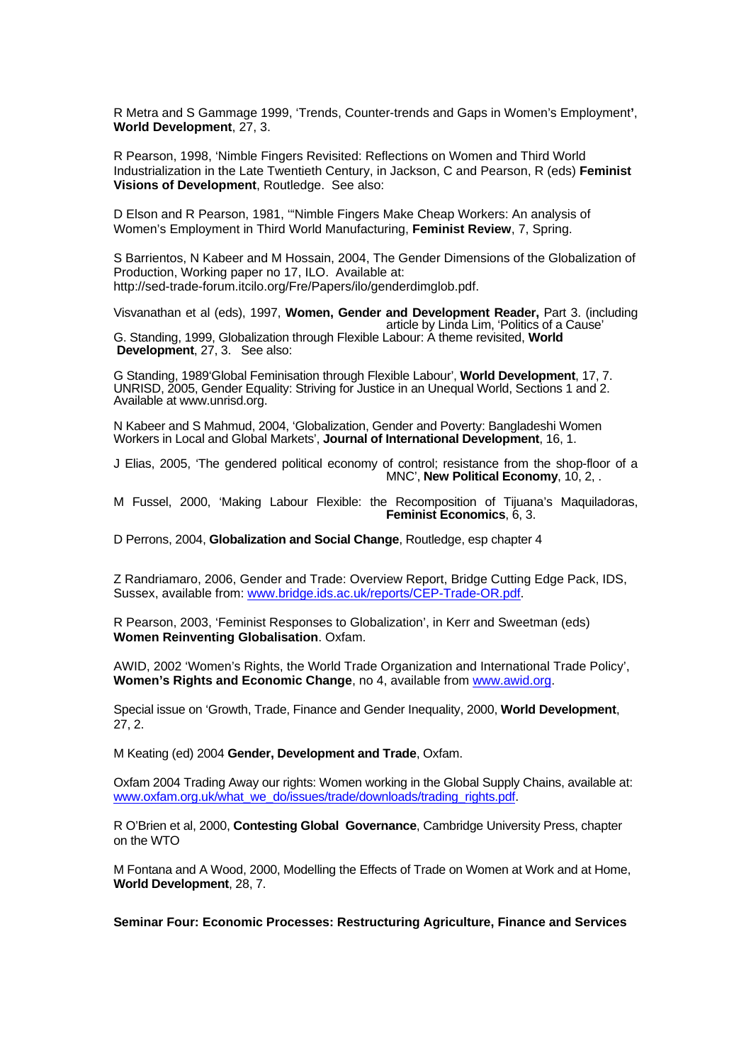R Metra and S Gammage 1999, 'Trends, Counter-trends and Gaps in Women's Employment', **World Development**, 27, 3.

R Pearson, 1998, 'Nimble Fingers Revisited: Reflections on Women and Third World Industrialization in the Late Twentieth Century, in Jackson, C and Pearson, R (eds) **Feminist Visions of Development**, Routledge. See also:

D Elson and R Pearson, 1981, '"Nimble Fingers Make Cheap Workers: An analysis of Women's Employment in Third World Manufacturing, **Feminist Review**, 7, Spring.

S Barrientos, N Kabeer and M Hossain, 2004, The Gender Dimensions of the Globalization of Production, Working paper no 17, ILO. Available at: http://sed-trade-forum.itcilo.org/Fre/Papers/ilo/genderdimglob.pdf.

Visvanathan et al (eds), 1997, **Women, Gender and Development Reader,** Part 3. (including article by Linda Lim, 'Politics of a Cause'

G. Standing, 1999, Globalization through Flexible Labour: A theme revisited, **World Development**, 27, 3. See also:

G Standing, 1989'Global Feminisation through Flexible Labour', **World Development**, 17, 7.

UNRISD, 2005, Gender Equality: Striving for Justice in an Unequal World, Sections 1 and 2. Available at www.unrisd.org.

N Kabeer and S Mahmud, 2004, 'Globalization, Gender and Poverty: Bangladeshi Women Workers in Local and Global Markets', **Journal of International Development**, 16, 1.

J Elias, 2005, 'The gendered political economy of control; resistance from the shop-floor of a MNC', **New Political Economy**, 10, 2, .

M Fussel, 2000, 'Making Labour Flexible: the Recomposition of Tijuana's Maquiladoras, **Feminist Economics**, 6, 3.

D Perrons, 2004, **Globalization and Social Change**, Routledge, esp chapter 4

Z Randriamaro, 2006, Gender and Trade: Overview Report, Bridge Cutting Edge Pack, IDS, Sussex, available from: www.bridge.ids.ac.uk/reports/CEP-Trade-OR.pdf.

R Pearson, 2003, 'Feminist Responses to Globalization', in Kerr and Sweetman (eds) **Women Reinventing Globalisation**. Oxfam.

AWID, 2002 'Women's Rights, the World Trade Organization and International Trade Policy', **Women's Rights and Economic Change**, no 4, available from www.awid.org.

Special issue on 'Growth, Trade, Finance and Gender Inequality, 2000, **World Development**, 27, 2.

M Keating (ed) 2004 **Gender, Development and Trade**, Oxfam.

Oxfam 2004 Trading Away our rights: Women working in the Global Supply Chains, available at: www.oxfam.org.uk/what_we_do/issues/trade/downloads/trading_rights.pdf.

R O'Brien et al, 2000, **Contesting Global Governance**, Cambridge University Press, chapter on the WTO

M Fontana and A Wood, 2000, Modelling the Effects of Trade on Women at Work and at Home, **World Development**, 28, 7.

**Seminar Four: Economic Processes: Restructuring Agriculture, Finance and Services**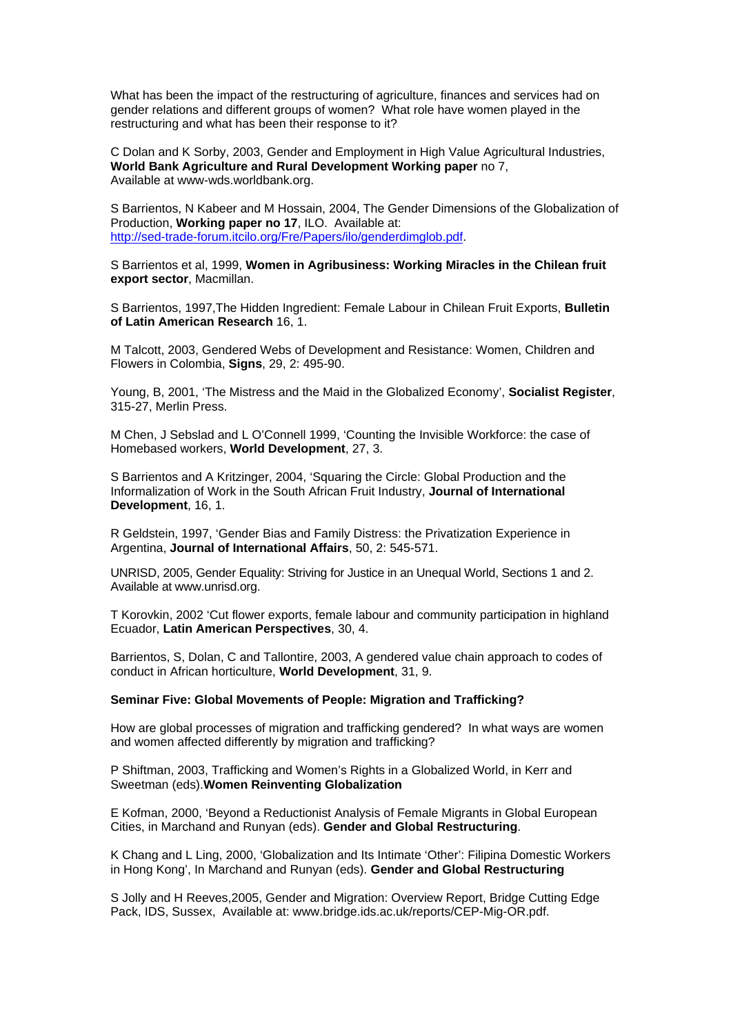What has been the impact of the restructuring of agriculture, finances and services had on gender relations and different groups of women? What role have women played in the restructuring and what has been their response to it?

C Dolan and K Sorby, 2003, Gender and Employment in High Value Agricultural Industries, **World Bank Agriculture and Rural Development Working paper** no 7, Available at www-wds.worldbank.org.

S Barrientos, N Kabeer and M Hossain, 2004, The Gender Dimensions of the Globalization of Production, **Working paper no 17**, ILO. Available at: http://sed-trade-forum.itcilo.org/Fre/Papers/ilo/genderdimglob.pdf.

S Barrientos et al, 1999, **Women in Agribusiness: Working Miracles in the Chilean fruit export sector**, Macmillan.

S Barrientos, 1997,The Hidden Ingredient: Female Labour in Chilean Fruit Exports, **Bulletin of Latin American Research** 16, 1.

M Talcott, 2003, Gendered Webs of Development and Resistance: Women, Children and Flowers in Colombia, **Signs**, 29, 2: 495-90.

Young, B, 2001, 'The Mistress and the Maid in the Globalized Economy', **Socialist Register**, 315-27, Merlin Press.

M Chen, J Sebslad and L O'Connell 1999, 'Counting the Invisible Workforce: the case of Homebased workers, **World Development**, 27, 3.

S Barrientos and A Kritzinger, 2004, 'Squaring the Circle: Global Production and the Informalization of Work in the South African Fruit Industry, **Journal of International Development**, 16, 1.

R Geldstein, 1997, 'Gender Bias and Family Distress: the Privatization Experience in Argentina, **Journal of International Affairs**, 50, 2: 545-571.

UNRISD, 2005, Gender Equality: Striving for Justice in an Unequal World, Sections 1 and 2. Available at www.unrisd.org.

T Korovkin, 2002 'Cut flower exports, female labour and community participation in highland Ecuador, **Latin American Perspectives**, 30, 4.

Barrientos, S, Dolan, C and Tallontire, 2003, A gendered value chain approach to codes of conduct in African horticulture, **World Development**, 31, 9.

**Seminar Five: Global Movements of People: Migration and Trafficking?**

How are global processes of migration and trafficking gendered? In what ways are women and women affected differently by migration and trafficking?

P Shiftman, 2003, Trafficking and Women's Rights in a Globalized World, in Kerr and Sweetman (eds).**Women Reinventing Globalization**

E Kofman, 2000, 'Beyond a Reductionist Analysis of Female Migrants in Global European Cities, in Marchand and Runyan (eds). **Gender and Global Restructuring**.

K Chang and L Ling, 2000, 'Globalization and Its Intimate 'Other': Filipina Domestic Workers in Hong Kong', In Marchand and Runyan (eds). **Gender and Global Restructuring**

S Jolly and H Reeves,2005, Gender and Migration: Overview Report, Bridge Cutting Edge Pack, IDS, Sussex, Available at: www.bridge.ids.ac.uk/reports/CEP-Mig-OR.pdf.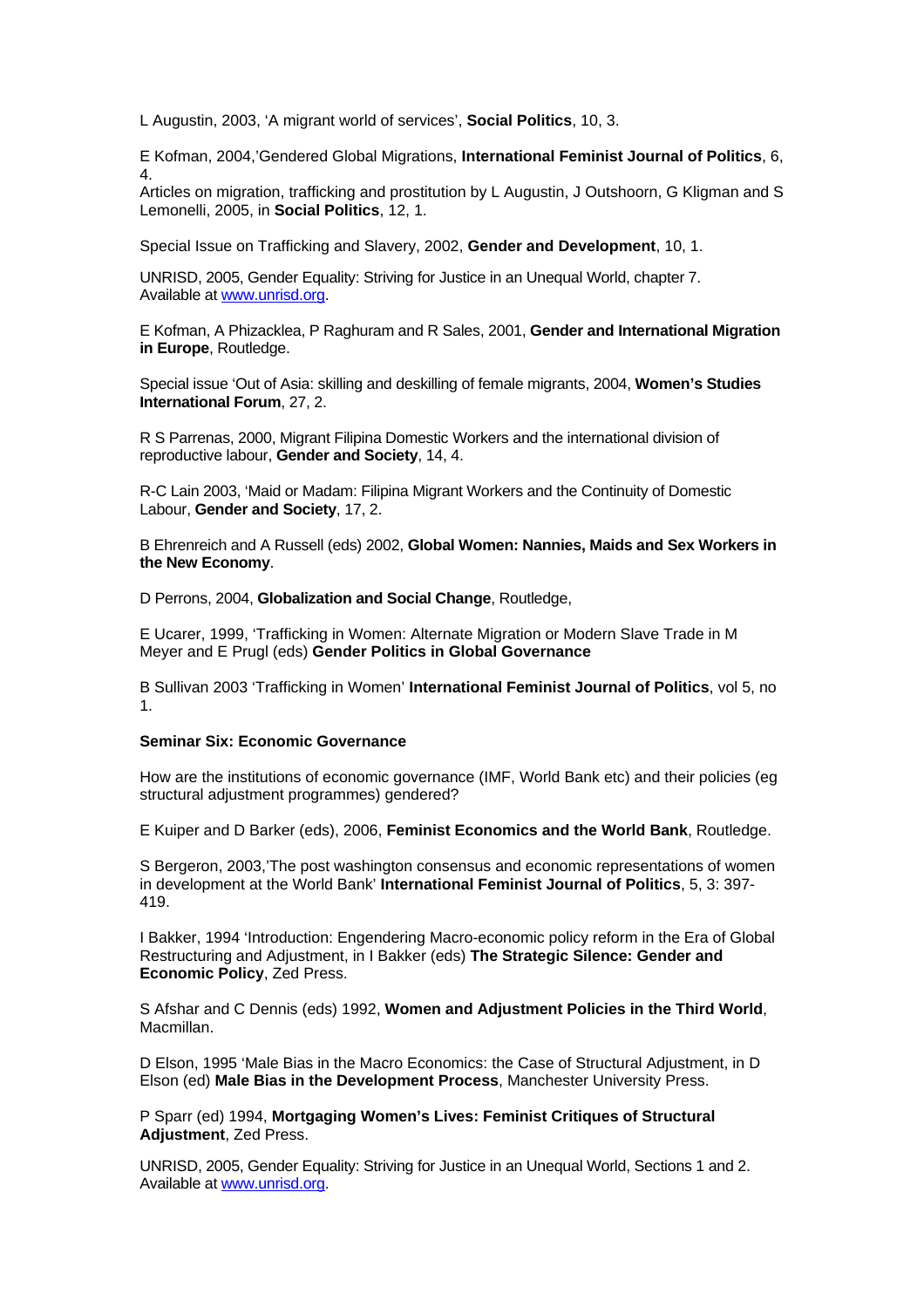L Augustin, 2003, 'A migrant world of services', **Social Politics**, 10, 3.

E Kofman, 2004,'Gendered Global Migrations, **International Feminist Journal of Politics**, 6, 4.
Articles on migration, trafficking and prostitution by L Augustin, J Outshoorn, G Kligman and S Lemonelli, 2005, in **Social Politics**, 12, 1.

Special Issue on Trafficking and Slavery, 2002, **Gender and Development**, 10, 1.

UNRISD, 2005, Gender Equality: Striving for Justice in an Unequal World, chapter 7. Available at www.unrisd.org.

E Kofman, A Phizacklea, P Raghuram and R Sales, 2001, **Gender and International Migration in Europe**, Routledge.

Special issue 'Out of Asia: skilling and deskilling of female migrants, 2004, **Women's Studies International Forum**, 27, 2.

R S Parrenas, 2000, Migrant Filipina Domestic Workers and the international division of reproductive labour, **Gender and Society**, 14, 4.

R-C Lain 2003, 'Maid or Madam: Filipina Migrant Workers and the Continuity of Domestic Labour, **Gender and Society**, 17, 2.

B Ehrenreich and A Russell (eds) 2002, **Global Women: Nannies, Maids and Sex Workers in the New Economy**.

D Perrons, 2004, **Globalization and Social Change**, Routledge,

E Ucarer, 1999, 'Trafficking in Women: Alternate Migration or Modern Slave Trade in M Meyer and E Prugl (eds) **Gender Politics in Global Governance**

B Sullivan 2003 'Trafficking in Women' **International Feminist Journal of Politics**, vol 5, no 1.

**Seminar Six: Economic Governance**

How are the institutions of economic governance (IMF, World Bank etc) and their policies (eg structural adjustment programmes) gendered?

E Kuiper and D Barker (eds), 2006, **Feminist Economics and the World Bank**, Routledge.

S Bergeron, 2003,'The post washington consensus and economic representations of women in development at the World Bank' **International Feminist Journal of Politics**, 5, 3: 397-419.

I Bakker, 1994 'Introduction: Engendering Macro-economic policy reform in the Era of Global Restructuring and Adjustment, in I Bakker (eds) **The Strategic Silence: Gender and Economic Policy**, Zed Press.

S Afshar and C Dennis (eds) 1992, **Women and Adjustment Policies in the Third World**, Macmillan.

D Elson, 1995 'Male Bias in the Macro Economics: the Case of Structural Adjustment, in D Elson (ed) **Male Bias in the Development Process**, Manchester University Press.

P Sparr (ed) 1994, **Mortgaging Women's Lives: Feminist Critiques of Structural Adjustment**, Zed Press.

UNRISD, 2005, Gender Equality: Striving for Justice in an Unequal World, Sections 1 and 2. Available at www.unrisd.org.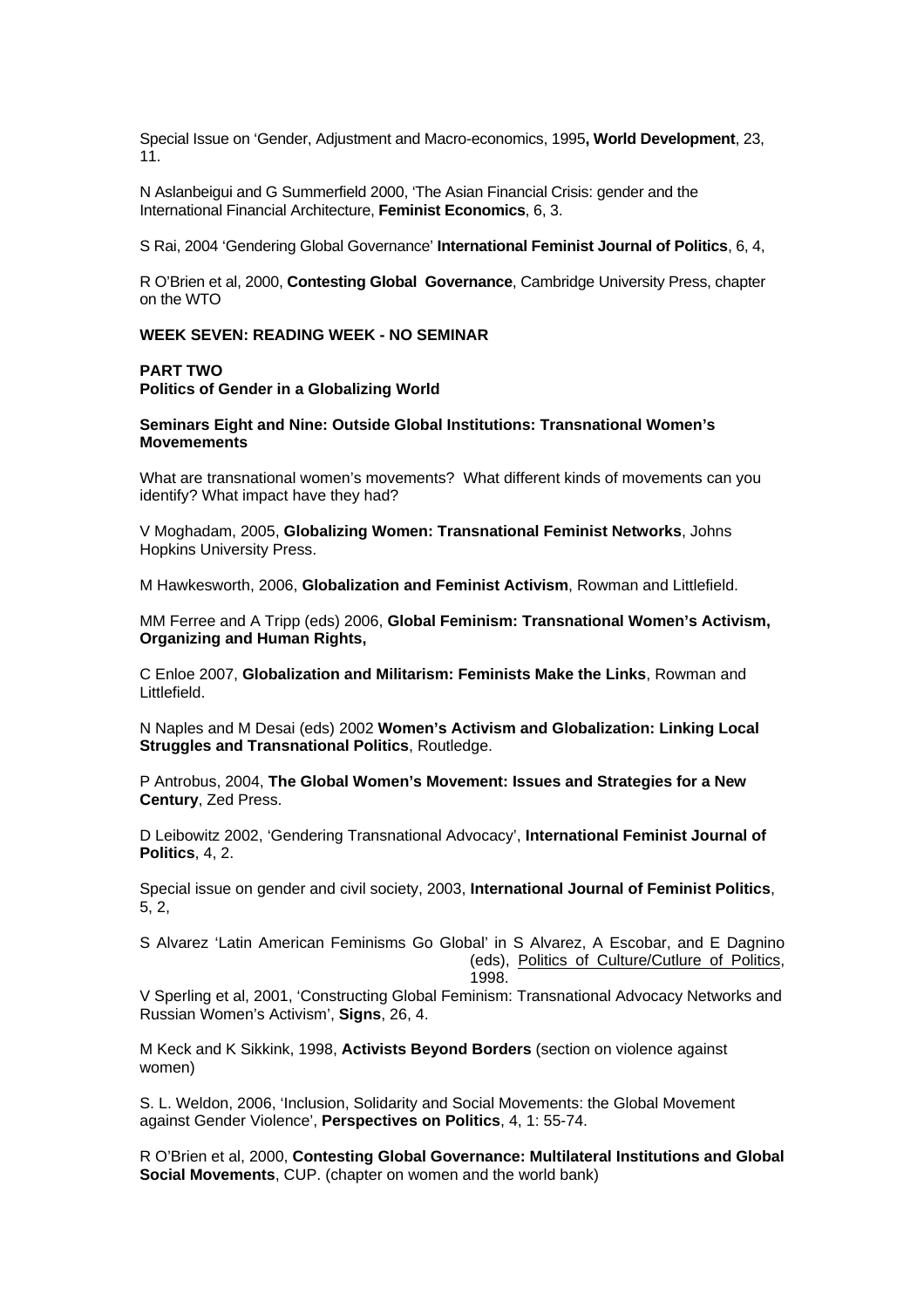Special Issue on 'Gender, Adjustment and Macro-economics, 1995**, World Development**, 23, 11.

N Aslanbeigui and G Summerfield 2000, 'The Asian Financial Crisis: gender and the International Financial Architecture, **Feminist Economics**, 6, 3.

S Rai, 2004 'Gendering Global Governance' **International Feminist Journal of Politics**, 6, 4,

R O'Brien et al, 2000, **Contesting Global Governance**, Cambridge University Press, chapter on the WTO

**WEEK SEVEN: READING WEEK - NO SEMINAR**

**PART TWO**
**Politics of Gender in a Globalizing World**

**Seminars Eight and Nine: Outside Global Institutions: Transnational Women's Movemements**

What are transnational women's movements? What different kinds of movements can you identify? What impact have they had?

V Moghadam, 2005, **Globalizing Women: Transnational Feminist Networks**, Johns Hopkins University Press.

M Hawkesworth, 2006, **Globalization and Feminist Activism**, Rowman and Littlefield.

MM Ferree and A Tripp (eds) 2006, **Global Feminism: Transnational Women's Activism, Organizing and Human Rights,**

C Enloe 2007, **Globalization and Militarism: Feminists Make the Links**, Rowman and Littlefield.

N Naples and M Desai (eds) 2002 **Women's Activism and Globalization: Linking Local Struggles and Transnational Politics**, Routledge.

P Antrobus, 2004, **The Global Women's Movement: Issues and Strategies for a New Century**, Zed Press.

D Leibowitz 2002, 'Gendering Transnational Advocacy', **International Feminist Journal of Politics**, 4, 2.

Special issue on gender and civil society, 2003, **International Journal of Feminist Politics**, 5, 2,

S Alvarez 'Latin American Feminisms Go Global' in S Alvarez, A Escobar, and E Dagnino (eds), Politics of Culture/Cutlure of Politics, 1998.

V Sperling et al, 2001, 'Constructing Global Feminism: Transnational Advocacy Networks and Russian Women's Activism', **Signs**, 26, 4.

M Keck and K Sikkink, 1998, **Activists Beyond Borders** (section on violence against women)

S. L. Weldon, 2006, 'Inclusion, Solidarity and Social Movements: the Global Movement against Gender Violence', **Perspectives on Politics**, 4, 1: 55-74.

R O'Brien et al, 2000, **Contesting Global Governance: Multilateral Institutions and Global Social Movements**, CUP. (chapter on women and the world bank)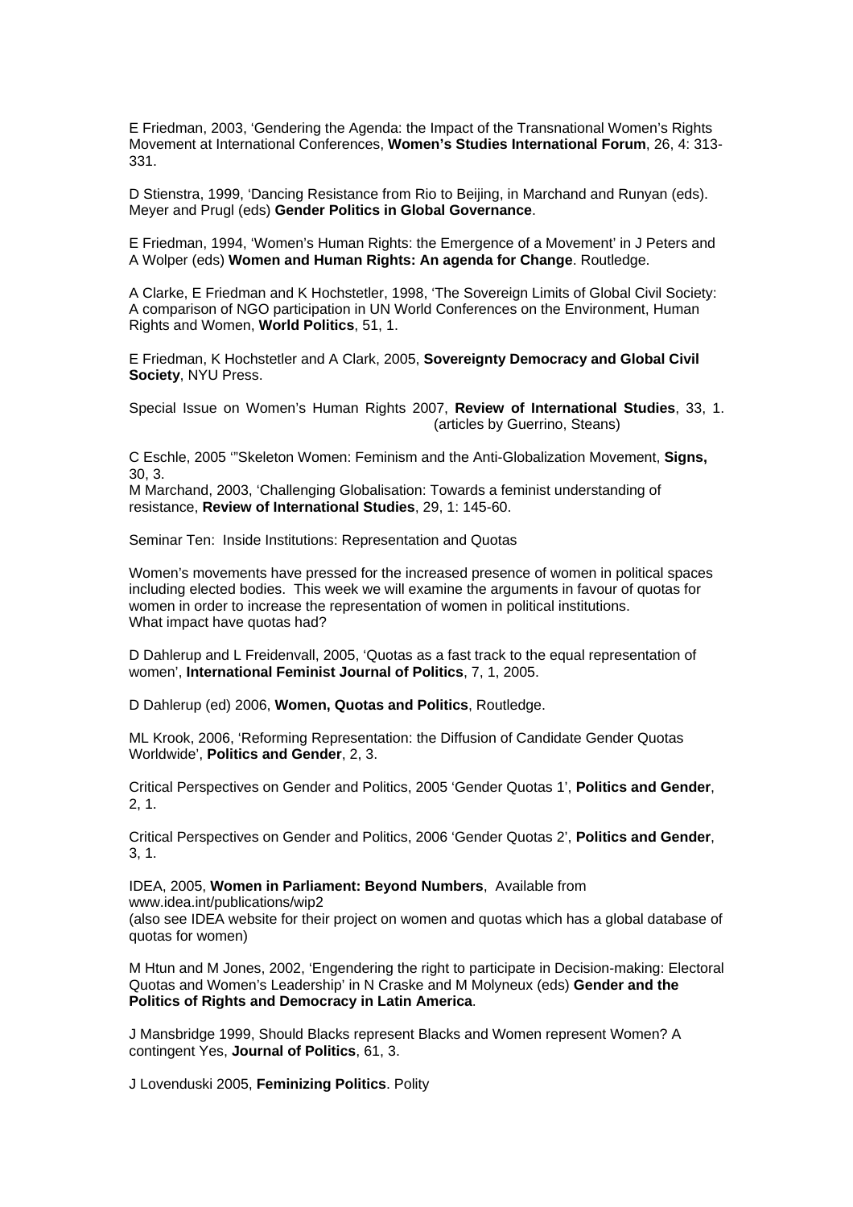E Friedman, 2003, 'Gendering the Agenda: the Impact of the Transnational Women's Rights Movement at International Conferences, **Women's Studies International Forum**, 26, 4: 313-331.

D Stienstra, 1999, 'Dancing Resistance from Rio to Beijing, in Marchand and Runyan (eds). Meyer and Prugl (eds) **Gender Politics in Global Governance**.

E Friedman, 1994, 'Women's Human Rights: the Emergence of a Movement' in J Peters and A Wolper (eds) **Women and Human Rights: An agenda for Change**. Routledge.

A Clarke, E Friedman and K Hochstetler, 1998, 'The Sovereign Limits of Global Civil Society: A comparison of NGO participation in UN World Conferences on the Environment, Human Rights and Women, **World Politics**, 51, 1.

E Friedman, K Hochstetler and A Clark, 2005, **Sovereignty Democracy and Global Civil Society**, NYU Press.

Special Issue on Women's Human Rights 2007, **Review of International Studies**, 33, 1. (articles by Guerrino, Steans)

C Eschle, 2005 '"Skeleton Women: Feminism and the Anti-Globalization Movement, **Signs,** 30, 3.
M Marchand, 2003, 'Challenging Globalisation: Towards a feminist understanding of resistance, **Review of International Studies**, 29, 1: 145-60.

Seminar Ten: Inside Institutions: Representation and Quotas

Women's movements have pressed for the increased presence of women in political spaces including elected bodies. This week we will examine the arguments in favour of quotas for women in order to increase the representation of women in political institutions.
What impact have quotas had?

D Dahlerup and L Freidenvall, 2005, 'Quotas as a fast track to the equal representation of women', **International Feminist Journal of Politics**, 7, 1, 2005.

D Dahlerup (ed) 2006, **Women, Quotas and Politics**, Routledge.

ML Krook, 2006, 'Reforming Representation: the Diffusion of Candidate Gender Quotas Worldwide', **Politics and Gender**, 2, 3.

Critical Perspectives on Gender and Politics, 2005 'Gender Quotas 1', **Politics and Gender**, 2, 1.

Critical Perspectives on Gender and Politics, 2006 'Gender Quotas 2', **Politics and Gender**, 3, 1.

IDEA, 2005, **Women in Parliament: Beyond Numbers**, Available from www.idea.int/publications/wip2
(also see IDEA website for their project on women and quotas which has a global database of quotas for women)

M Htun and M Jones, 2002, 'Engendering the right to participate in Decision-making: Electoral Quotas and Women's Leadership' in N Craske and M Molyneux (eds) **Gender and the Politics of Rights and Democracy in Latin America**.

J Mansbridge 1999, Should Blacks represent Blacks and Women represent Women? A contingent Yes, **Journal of Politics**, 61, 3.

J Lovenduski 2005, **Feminizing Politics**. Polity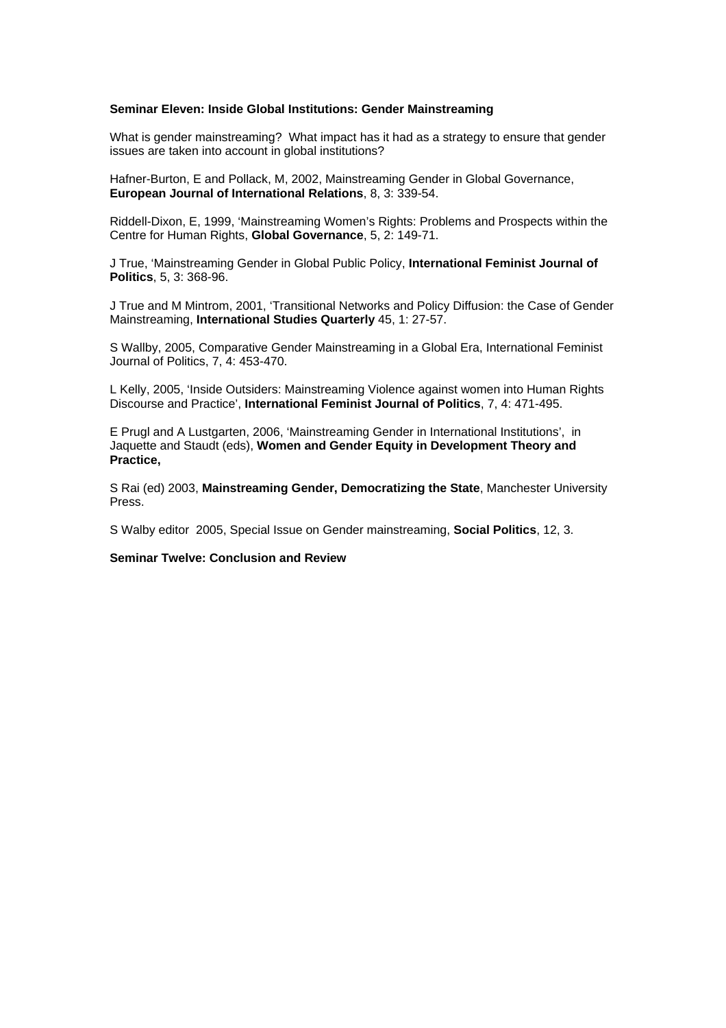**Seminar Eleven: Inside Global Institutions: Gender Mainstreaming**

What is gender mainstreaming? What impact has it had as a strategy to ensure that gender issues are taken into account in global institutions?

Hafner-Burton, E and Pollack, M, 2002, Mainstreaming Gender in Global Governance, **European Journal of International Relations**, 8, 3: 339-54.

Riddell-Dixon, E, 1999, 'Mainstreaming Women's Rights: Problems and Prospects within the Centre for Human Rights, **Global Governance**, 5, 2: 149-71.

J True, 'Mainstreaming Gender in Global Public Policy, **International Feminist Journal of Politics**, 5, 3: 368-96.

J True and M Mintrom, 2001, 'Transitional Networks and Policy Diffusion: the Case of Gender Mainstreaming, **International Studies Quarterly** 45, 1: 27-57.

S Wallby, 2005, Comparative Gender Mainstreaming in a Global Era, International Feminist Journal of Politics, 7, 4: 453-470.

L Kelly, 2005, 'Inside Outsiders: Mainstreaming Violence against women into Human Rights Discourse and Practice', **International Feminist Journal of Politics**, 7, 4: 471-495.

E Prugl and A Lustgarten, 2006, 'Mainstreaming Gender in International Institutions', in Jaquette and Staudt (eds), **Women and Gender Equity in Development Theory and Practice,**

S Rai (ed) 2003, **Mainstreaming Gender, Democratizing the State**, Manchester University Press.

S Walby editor 2005, Special Issue on Gender mainstreaming, **Social Politics**, 12, 3.

**Seminar Twelve: Conclusion and Review**